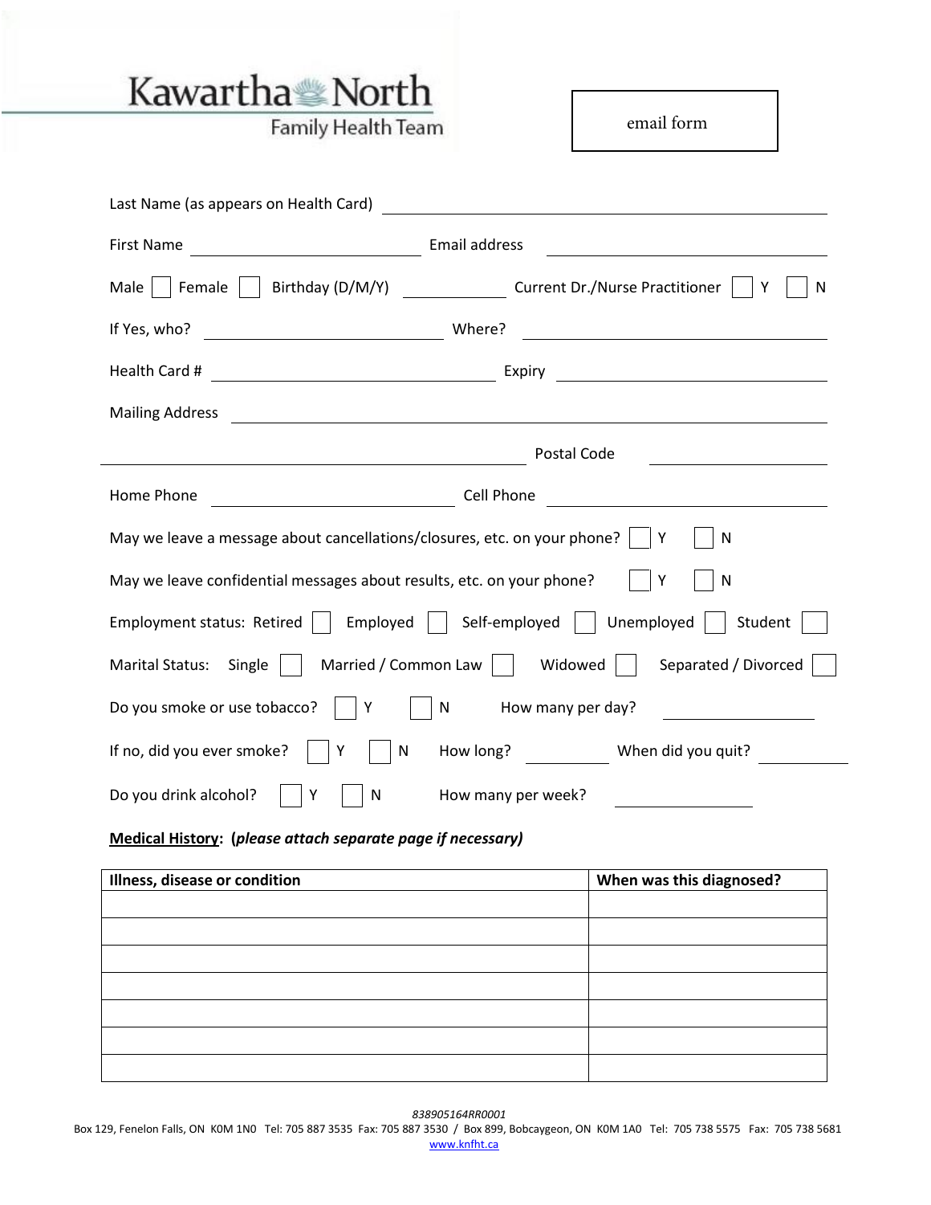# Kawartha North
## Family Health Team

email form

Last Name (as appears on Health Card) ______________________________

First Name ______________________ Email address ______________________

Male ☐ Female ☐ Birthday (D/M/Y) __________ Current Dr./Nurse Practitioner ☐ Y ☐ N

If Yes, who? ______________________ Where? ______________________

Health Card # ______________________ Expiry ______________________

Mailing Address ______________________________

______________________________ Postal Code __________

Home Phone ______________________ Cell Phone ______________________

May we leave a message about cancellations/closures, etc. on your phone? ☐ Y ☐ N

May we leave confidential messages about results, etc. on your phone? ☐ Y ☐ N

Employment status: Retired ☐ Employed ☐ Self-employed ☐ Unemployed ☐ Student ☐

Marital Status: Single ☐ Married / Common Law ☐ Widowed ☐ Separated / Divorced ☐

Do you smoke or use tobacco? ☐ Y ☐ N How many per day? __________

If no, did you ever smoke? ☐ Y ☐ N How long? __________ When did you quit? __________

Do you drink alcohol? ☐ Y ☐ N How many per week? __________

**Medical History**: (***please attach separate page if necessary***)

| **Illness, disease or condition** | **When was this diagnosed?** |
|---|---|
| | |
| | |
| | |
| | |
| | |
| | |
| | |

*838905164RR0001*

Box 129, Fenelon Falls, ON K0M 1N0 Tel: 705 887 3535 Fax: 705 887 3530 / Box 899, Bobcaygeon, ON K0M 1A0 Tel: 705 738 5575 Fax: 705 738 5681
www.knfht.ca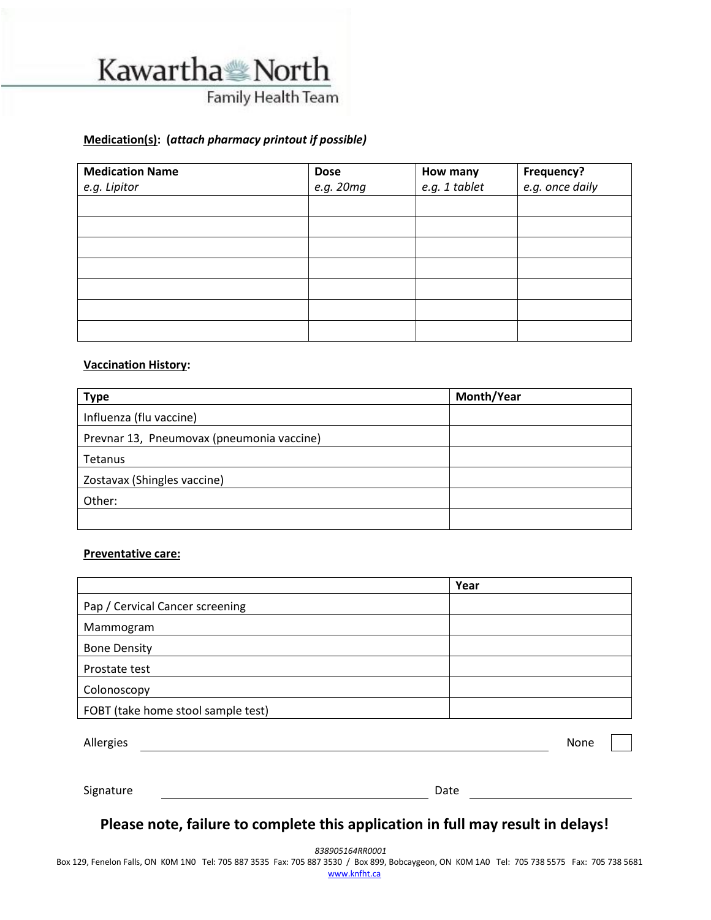Kawartha North Family Health Team

**Medication(s): (*attach pharmacy printout if possible*)**

| Medication Name<br>*e.g. Lipitor* | Dose<br>*e.g. 20mg* | How many<br>*e.g. 1 tablet* | Frequency?<br>*e.g. once daily* |
|---|---|---|---|
| | | | |
| | | | |
| | | | |
| | | | |
| | | | |
| | | | |
| | | | |

**Vaccination History:**

| Type | Month/Year |
|---|---|
| Influenza (flu vaccine) | |
| Prevnar 13, Pneumovax (pneumonia vaccine) | |
| Tetanus | |
| Zostavax (Shingles vaccine) | |
| Other: | |
| | |

**Preventative care:**

| | Year |
|---|---|
| Pap / Cervical Cancer screening | |
| Mammogram | |
| Bone Density | |
| Prostate test | |
| Colonoscopy | |
| FOBT (take home stool sample test) | |

Allergies ______________________________ None ☐

Signature ______________________________ Date ______________

**Please note, failure to complete this application in full may result in delays!**

*838905164RR0001*

Box 129, Fenelon Falls, ON K0M 1N0 Tel: 705 887 3535 Fax: 705 887 3530 / Box 899, Bobcaygeon, ON K0M 1A0 Tel: 705 738 5575 Fax: 705 738 5681

www.knfht.ca